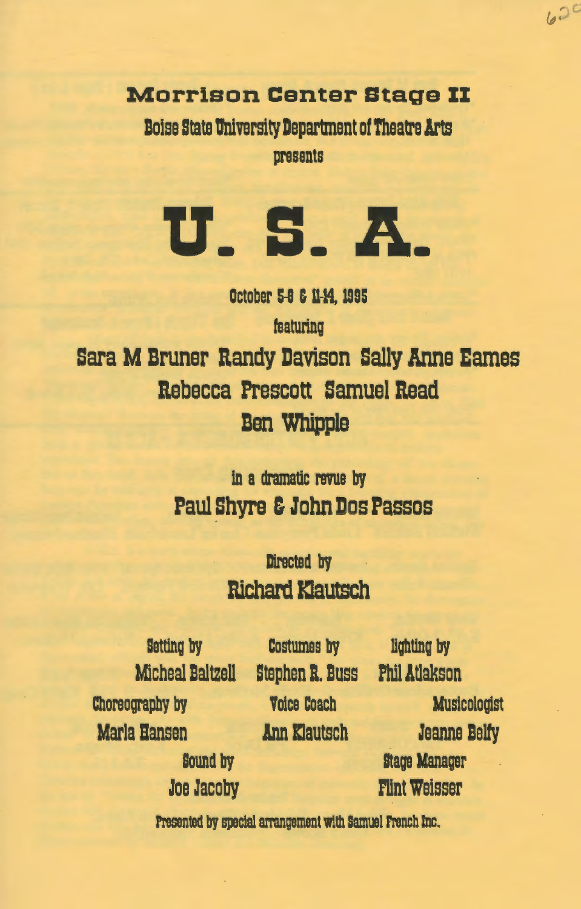**Morrison Center Stage II**

Boise State University Department of Theatre Arts

presents

# U. S. A.

October 5-8 & 11-14, 1995

featuring

**Sara M Bruner Randy Davison Sally Anne Eames**

**Rebecca Prescott Samuel Read**

**Ben Whipple**

in a dramatic revue by

**Paul Shyre & John Dos Passos**

Directed by

**Richard Klautsch**

Setting by
Micheal Baltzell

Costumes by
Stephen R. Buss

lighting by
Phil Atlakson

Choreography by
Marla Hansen

Voice Coach
Ann Klautsch

Musicologist
Jeanne Belfy

Sound by
Joe Jacoby

Stage Manager
Flint Weisser

Presented by special arrangement with Samuel French Inc.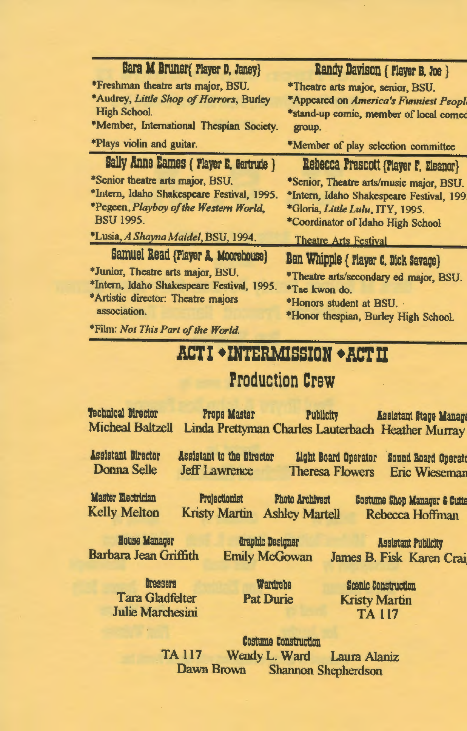### Sara M Bruner{ Player D, Janey}

*Freshman theatre arts major, BSU.
*Audrey, *Little Shop of Horrors*, Burley High School.
*Member, International Thespian Society.
*Plays violin and guitar.

### Randy Davison { Player B, Joe }

*Theatre arts major, senior, BSU.
*Appeared on ***America's Funniest People***
*stand-up comic, member of local comedy group.
*Member of play selection committee

### Sally Anne Eames { Player E, Gertrude }

*Senior theatre arts major, BSU.
*Intern, Idaho Shakespeare Festival, 1995.
*Pegeen, *Playboy of the Western World*, BSU 1995.
*Lusia, *A Shayna Maidel*, BSU, 1994.

### Rebecca Prescott {Player F, Eleanor}

*Senior, Theatre arts/music major, BSU.
*Intern, Idaho Shakespeare Festival, 1995
*Gloria, *Little Lulu*, ITY, 1995.
*Coordinator of Idaho High School Theatre Arts Festival

### Samuel Read {Player A, Moorehouse}

*Junior, Theatre arts major, BSU.
*Intern, Idaho Shakespeare Festival, 1995.
*Artistic director: Theatre majors association.
*Film: *Not This Part of the World.*

### Ben Whipple { Player C, Dick Savage}

*Theatre arts/secondary ed major, BSU.
*Tae kwon do.
*Honors student at BSU.
*Honor thespian, Burley High School.

## ACT I ◆INTERMISSION ◆ACT II

## Production Crew

**Technical Director**
Micheal Baltzell

**Props Master**
Linda Prettyman

**Publicity**
Charles Lauterbach

**Assistant Stage Manager**
Heather Murray

**Assistant Director**
Donna Selle

**Assistant to the Director**
Jeff Lawrence

**Light Board Operator**
Theresa Flowers

**Sound Board Operator**
Eric Wieseman

**Master Electrician**
Kelly Melton

**Projectionist**
Kristy Martin

**Photo Archivest**
Ashley Martell

**Costume Shop Manager & Cutter**
Rebecca Hoffman

**House Manager**
Barbara Jean Griffith

**Graphic Designer**
Emily McGowan

**Assistant Publicity**
James B. Fisk Karen Craig

**Dressers**
Tara Gladfelter
Julie Marchesini

**Wardrobe**
Pat Durie

**Scenic Construction**
Kristy Martin
TA 117

**Costume Construction**
TA 117 Wendy L. Ward Laura Alaniz
Dawn Brown Shannon Shepherdson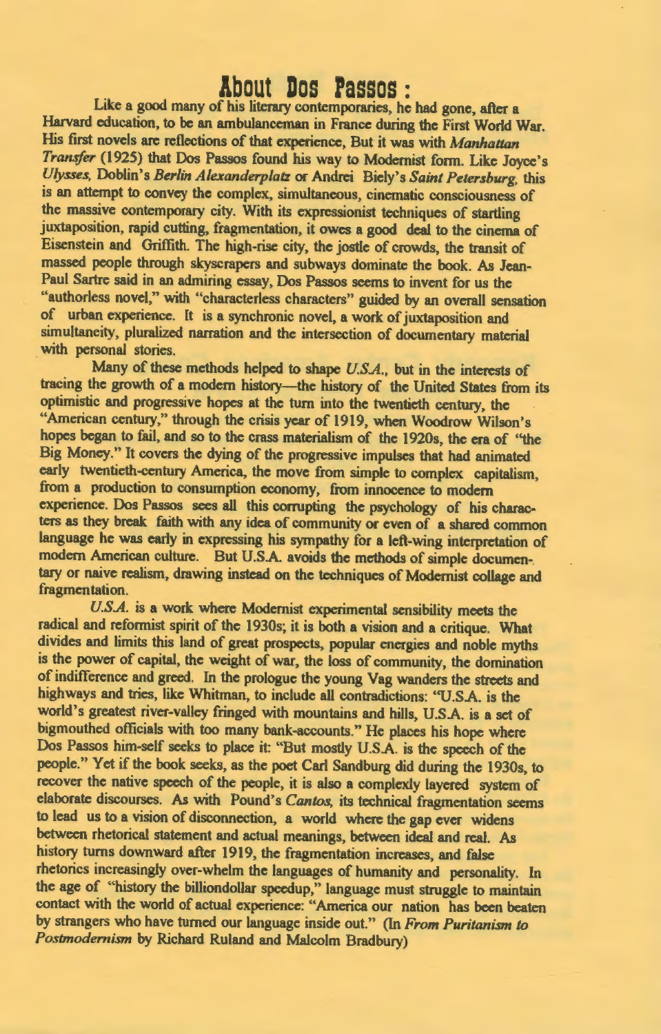# About Dos Passos :

Like a good many of his literary contemporaries, he had gone, after a Harvard education, to be an ambulanceman in France during the First World War. His first novels are reflections of that experience, But it was with *Manhattan Transfer* (1925) that Dos Passos found his way to Modernist form. Like Joyce's *Ulysses*, Doblin's *Berlin Alexanderplatz* or Andrei Biely's *Saint Petersburg*, this is an attempt to convey the complex, simultaneous, cinematic consciousness of the massive contemporary city. With its expressionist techniques of startling juxtaposition, rapid cutting, fragmentation, it owes a good deal to the cinema of Eisenstein and Griffith. The high-rise city, the jostle of crowds, the transit of massed people through skyscrapers and subways dominate the book. As Jean-Paul Sartre said in an admiring essay, Dos Passos seems to invent for us the "authorless novel," with "characterless characters" guided by an overall sensation of urban experience. It is a synchronic novel, a work of juxtaposition and simultaneity, pluralized narration and the intersection of documentary material with personal stories.

Many of these methods helped to shape *U.S.A.*, but in the interests of tracing the growth of a modern history—the history of the United States from its optimistic and progressive hopes at the turn into the twentieth century, the "American century," through the crisis year of 1919, when Woodrow Wilson's hopes began to fail, and so to the crass materialism of the 1920s, the era of "the Big Money." It covers the dying of the progressive impulses that had animated early twentieth-century America, the move from simple to complex capitalism, from a production to consumption economy, from innocence to modern experience. Dos Passos sees all this corrupting the psychology of his characters as they break faith with any idea of community or even of a shared common language he was early in expressing his sympathy for a left-wing interpretation of modern American culture. But U.S.A. avoids the methods of simple documentary or naive realism, drawing instead on the techniques of Modernist collage and fragmentation.

*U.S.A.* is a work where Modernist experimental sensibility meets the radical and reformist spirit of the 1930s; it is both a vision and a critique. What divides and limits this land of great prospects, popular energies and noble myths is the power of capital, the weight of war, the loss of community, the domination of indifference and greed. In the prologue the young Vag wanders the streets and highways and tries, like Whitman, to include all contradictions: "U.S.A. is the world's greatest river-valley fringed with mountains and hills, U.S.A. is a set of bigmouthed officials with too many bank-accounts." He places his hope where Dos Passos him-self seeks to place it: "But mostly U.S.A. is the speech of the people." Yet if the book seeks, as the poet Carl Sandburg did during the 1930s, to recover the native speech of the people, it is also a complexly layered system of elaborate discourses. As with Pound's *Cantos*, its technical fragmentation seems to lead us to a vision of disconnection, a world where the gap ever widens between rhetorical statement and actual meanings, between ideal and real. As history turns downward after 1919, the fragmentation increases, and false rhetorics increasingly over-whelm the languages of humanity and personality. In the age of "history the billiondollar speedup," language must struggle to maintain contact with the world of actual experience: "America our nation has been beaten by strangers who have turned our language inside out." (In *From Puritanism to Postmodernism* by Richard Ruland and Malcolm Bradbury)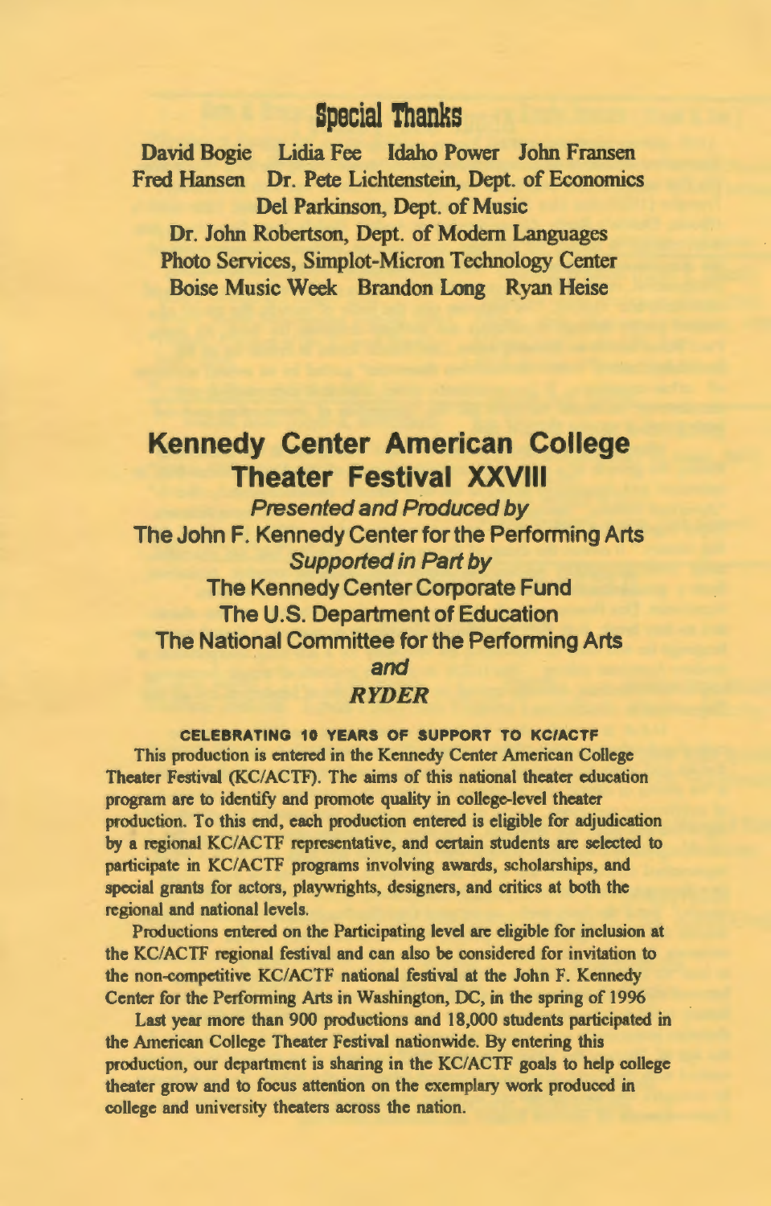## Special Thanks

David Bogie   Lidia Fee   Idaho Power   John Fransen
Fred Hansen   Dr. Pete Lichtenstein, Dept. of Economics
Del Parkinson, Dept. of Music
Dr. John Robertson, Dept. of Modern Languages
Photo Services, Simplot-Micron Technology Center
Boise Music Week   Brandon Long   Ryan Heise

## Kennedy Center American College Theater Festival XXVIII

*Presented and Produced by*
**The John F. Kennedy Center for the Performing Arts**
*Supported in Part by*
**The Kennedy Center Corporate Fund**
**The U.S. Department of Education**
**The National Committee for the Performing Arts**
*and*
***RYDER***

**CELEBRATING 10 YEARS OF SUPPORT TO KC/ACTF**

This production is entered in the Kennedy Center American College Theater Festival (KC/ACTF). The aims of this national theater education program are to identify and promote quality in college-level theater production. To this end, each production entered is eligible for adjudication by a regional KC/ACTF representative, and certain students are selected to participate in KC/ACTF programs involving awards, scholarships, and special grants for actors, playwrights, designers, and critics at both the regional and national levels.

Productions entered on the Participating level are eligible for inclusion at the KC/ACTF regional festival and can also be considered for invitation to the non-competitive KC/ACTF national festival at the John F. Kennedy Center for the Performing Arts in Washington, DC, in the spring of 1996

Last year more than 900 productions and 18,000 students participated in the American College Theater Festival nationwide. By entering this production, our department is sharing in the KC/ACTF goals to help college theater grow and to focus attention on the exemplary work produced in college and university theaters across the nation.